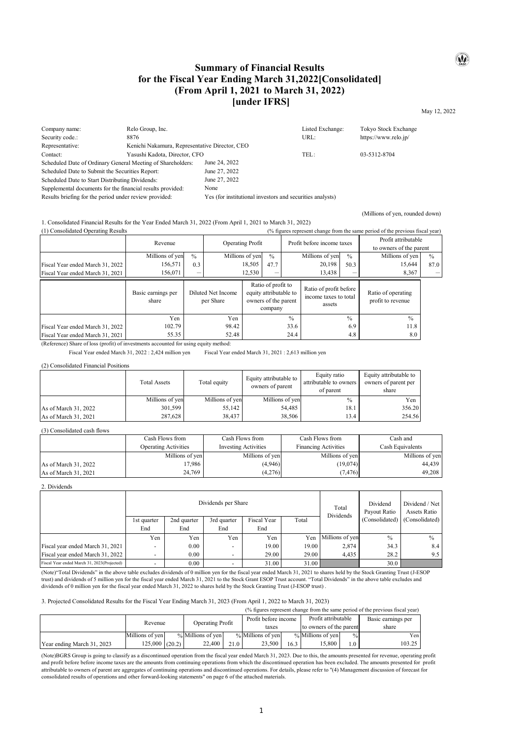# Summary of Financial Results for the Fiscal Year Ending March 31,2022[Consolidated] (From April 1, 2021 to March 31, 2022) [under IFRS]

May 12, 2022

| | | | |
|---|---|---|---|
| Company name: | Relo Group, Inc. | Listed Exchange: | Tokyo Stock Exchange |
| Security code.: | 8876 | URL: | https://www.relo.jp/ |
| Representative: | Kenichi Nakamura, Representative Director, CEO | | |
| Contact: | Yasushi Kadota, Director, CFO | TEL: | 03-5312-8704 |

Scheduled Date of Ordinary General Meeting of Shareholders: June 24, 2022
Scheduled Date to Submit the Securities Report: June 27, 2022
Scheduled Date to Start Distributing Dividends: June 27, 2022
Supplemental documents for the financial results provided: None
Results briefing for the period under review provided: Yes (for institutional investors and securities analysts)

(Millions of yen, rounded down)

1. Consolidated Financial Results for the Year Ended March 31, 2022 (From April 1, 2021 to March 31, 2022)

(1) Consolidated Operating Results

(% figures represent change from the same period of the previous fiscal year)

| | Revenue | | Operating Profit | | Profit before income taxes | | Profit attributable to owners of the parent | |
|---|---|---|---|---|---|---|---|---|
| | Millions of yen | % | Millions of yen | % | Millions of yen | % | Millions of yen | % |
| Fiscal Year ended March 31, 2022 | 156,571 | 0.3 | 18,505 | 47.7 | 20,198 | 50.3 | 15,644 | 87.0 |
| Fiscal Year ended March 31, 2021 | 156,071 | — | 12,530 | — | 13,438 | — | 8,367 | — |

| | Basic earnings per share | Diluted Net Income per Share | Ratio of profit to equity attributable to owners of the parent company | Ratio of profit before income taxes to total assets | Ratio of operating profit to revenue |
|---|---|---|---|---|---|
| | Yen | Yen | % | % | % |
| Fiscal Year ended March 31, 2022 | 102.79 | 98.42 | 33.6 | 6.9 | 11.8 |
| Fiscal Year ended March 31, 2021 | 55.35 | 52.48 | 24.4 | 4.8 | 8.0 |

(Reference) Share of loss (profit) of investments accounted for using equity method:
Fiscal Year ended March 31, 2022 : 2,424 million yen Fiscal Year ended March 31, 2021 : 2,613 million yen

(2) Consolidated Financial Positions

| | Total Assets | Total equity | Equity attributable to owners of parent | Equity ratio attributable to owners of parent | Equity attributable to owners of parent per share |
|---|---|---|---|---|---|
| | Millions of yen | Millions of yen | Millions of yen | % | Yen |
| As of March 31, 2022 | 301,599 | 55,142 | 54,485 | 18.1 | 356.20 |
| As of March 31, 2021 | 287,628 | 38,437 | 38,506 | 13.4 | 254.56 |

(3) Consolidated cash flows

| | Cash Flows from Operating Activities | Cash Flows from Investing Activities | Cash Flows from Financing Activities | Cash and Cash Equivalents |
|---|---|---|---|---|
| | Millions of yen | Millions of yen | Millions of yen | Millions of yen |
| As of March 31, 2022 | 17,986 | (4,946) | (19,074) | 44,439 |
| As of March 31, 2021 | 24,769 | (4,276) | (7,476) | 49,208 |

2. Dividends

| | Dividends per Share | | | | | Total Dividends | Dividend Payout Ratio (Consolidated) | Dividend / Net Assets Ratio (Consolidated) |
|---|---|---|---|---|---|---|---|---|
| | 1st quarter End | 2nd quarter End | 3rd quarter End | Fiscal Year End | Total | | | |
| | Yen | Yen | Yen | Yen | Yen | Millions of yen | % | % |
| Fiscal year ended March 31, 2021 | - | 0.00 | - | 19.00 | 19.00 | 2,874 | 34.3 | 8.4 |
| Fiscal year ended March 31, 2022 | - | 0.00 | - | 29.00 | 29.00 | 4,435 | 28.2 | 9.5 |
| Fiscal Year ended March 31, 2023(Projected) | - | 0.00 | - | 31.00 | 31.00 | | 30.0 | |

(Note)"Total Dividends" in the above table excludes dividends of 0 million yen for the fiscal year ended March 31, 2021 to shares held by the Stock Granting Trust (J-ESOP trust) and dividends of 5 million yen for the fiscal year ended March 31, 2021 to the Stock Grant ESOP Trust account. "Total Dividends" in the above table excludes and dividends of 0 million yen for the fiscal year ended March 31, 2022 to shares held by the Stock Granting Trust (J-ESOP trust) .

3. Projected Consolidated Results for the Fiscal Year Ending March 31, 2023 (From April 1, 2022 to March 31, 2023)

(% figures represent change from the same period of the previous fiscal year)

| | Revenue | | Operating Profit | | Profit before income taxes | | Profit attributable to owners of the parent | | Basic earnings per share |
|---|---|---|---|---|---|---|---|---|---|
| | Millions of yen | % | Millions of yen | % | Millions of yen | % | Millions of yen | % | Yen |
| Year ending March 31, 2023 | 125,000 | (20.2) | 22,400 | 21.0 | 23,500 | 16.3 | 15,800 | 1.0 | 103.25 |

(Note)BGRS Group is going to classify as a discontinued operation from the fiscal year ended March 31, 2023. Due to this, the amounts presented for revenue, operating profit and profit before before income taxes are the amounts from continuing operations from which the discontinued operation has been excluded. The amounts presented for profit attributable to owners of parent are aggregates of continuing operations and discontinued operations. For details, please refer to "(4) Management discussion of forecast for consolidated results of operations and other forward-looking statements" on page 6 of the attached materials.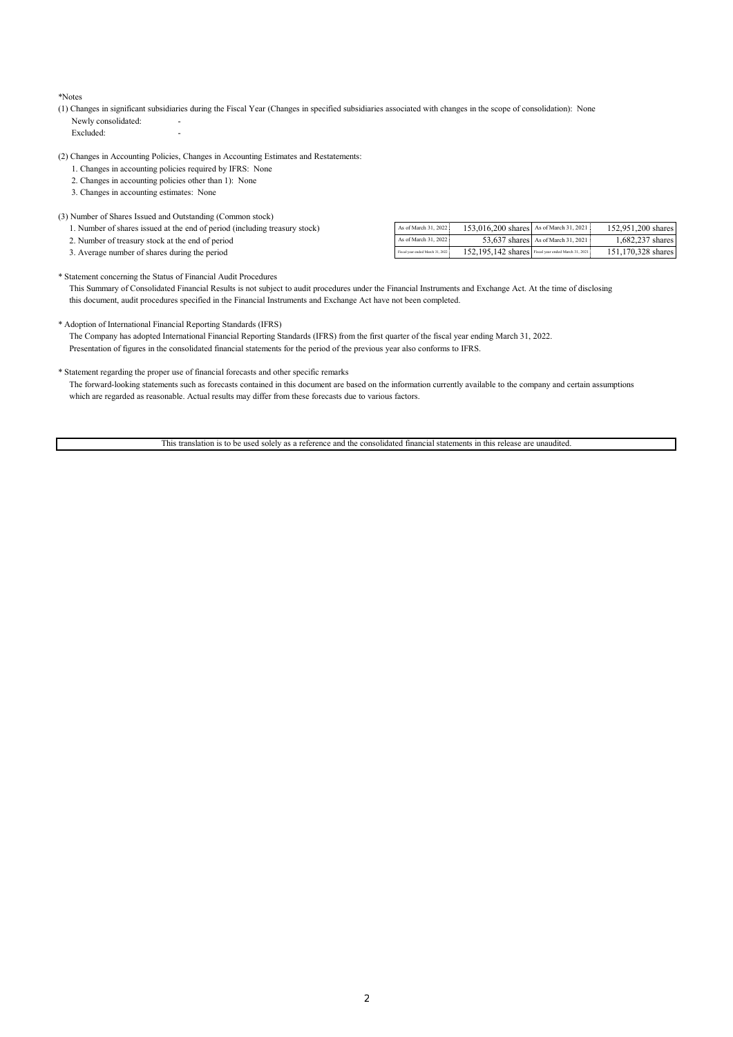*Notes

(1) Changes in significant subsidiaries during the Fiscal Year (Changes in specified subsidiaries associated with changes in the scope of consolidation): None

Newly consolidated: -

Excluded: -

(2) Changes in Accounting Policies, Changes in Accounting Estimates and Restatements:

1. Changes in accounting policies required by IFRS: None
2. Changes in accounting policies other than 1): None
3. Changes in accounting estimates: None

(3) Number of Shares Issued and Outstanding (Common stock)

| | | | | |
|---|---|---|---|---|
| 1. Number of shares issued at the end of period (including treasury stock) | As of March 31, 2022 | 153,016,200 shares | As of March 31, 2021 | 152,951,200 shares |
| 2. Number of treasury stock at the end of period | As of March 31, 2022 | 53,637 shares | As of March 31, 2021 | 1,682,237 shares |
| 3. Average number of shares during the period | Fiscal year ended March 31, 2022 | 152,195,142 shares | Fiscal year ended March 31, 2021 | 151,170,328 shares |

* Statement concerning the Status of Financial Audit Procedures

This Summary of Consolidated Financial Results is not subject to audit procedures under the Financial Instruments and Exchange Act. At the time of disclosing this document, audit procedures specified in the Financial Instruments and Exchange Act have not been completed.

* Adoption of International Financial Reporting Standards (IFRS)

The Company has adopted International Financial Reporting Standards (IFRS) from the first quarter of the fiscal year ending March 31, 2022. Presentation of figures in the consolidated financial statements for the period of the previous year also conforms to IFRS.

* Statement regarding the proper use of financial forecasts and other specific remarks

The forward-looking statements such as forecasts contained in this document are based on the information currently available to the company and certain assumptions which are regarded as reasonable. Actual results may differ from these forecasts due to various factors.

This translation is to be used solely as a reference and the consolidated financial statements in this release are unaudited.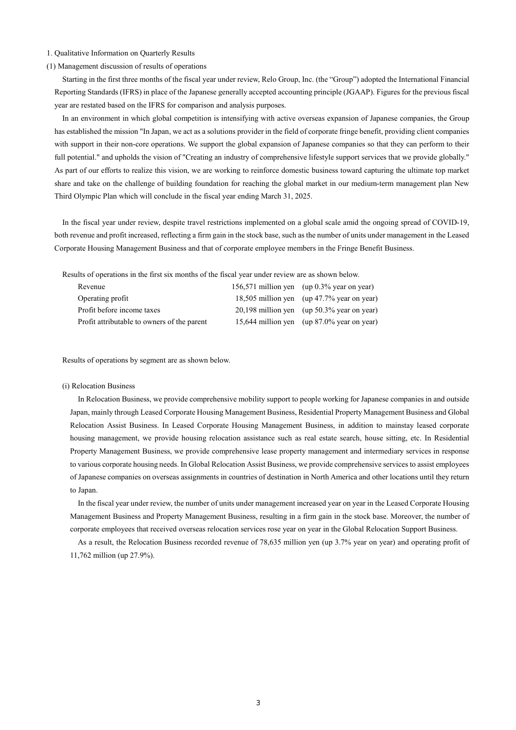## 1. Qualitative Information on Quarterly Results

### (1) Management discussion of results of operations

Starting in the first three months of the fiscal year under review, Relo Group, Inc. (the "Group") adopted the International Financial Reporting Standards (IFRS) in place of the Japanese generally accepted accounting principle (JGAAP). Figures for the previous fiscal year are restated based on the IFRS for comparison and analysis purposes.

In an environment in which global competition is intensifying with active overseas expansion of Japanese companies, the Group has established the mission "In Japan, we act as a solutions provider in the field of corporate fringe benefit, providing client companies with support in their non-core operations. We support the global expansion of Japanese companies so that they can perform to their full potential." and upholds the vision of "Creating an industry of comprehensive lifestyle support services that we provide globally." As part of our efforts to realize this vision, we are working to reinforce domestic business toward capturing the ultimate top market share and take on the challenge of building foundation for reaching the global market in our medium-term management plan New Third Olympic Plan which will conclude in the fiscal year ending March 31, 2025.

In the fiscal year under review, despite travel restrictions implemented on a global scale amid the ongoing spread of COVID-19, both revenue and profit increased, reflecting a firm gain in the stock base, such as the number of units under management in the Leased Corporate Housing Management Business and that of corporate employee members in the Fringe Benefit Business.

Results of operations in the first six months of the fiscal year under review are as shown below.

| | | |
|---|---|---|
| Revenue | 156,571 million yen | (up 0.3% year on year) |
| Operating profit | 18,505 million yen | (up 47.7% year on year) |
| Profit before income taxes | 20,198 million yen | (up 50.3% year on year) |
| Profit attributable to owners of the parent | 15,644 million yen | (up 87.0% year on year) |

Results of operations by segment are as shown below.

(i) Relocation Business

In Relocation Business, we provide comprehensive mobility support to people working for Japanese companies in and outside Japan, mainly through Leased Corporate Housing Management Business, Residential Property Management Business and Global Relocation Assist Business. In Leased Corporate Housing Management Business, in addition to mainstay leased corporate housing management, we provide housing relocation assistance such as real estate search, house sitting, etc. In Residential Property Management Business, we provide comprehensive lease property management and intermediary services in response to various corporate housing needs. In Global Relocation Assist Business, we provide comprehensive services to assist employees of Japanese companies on overseas assignments in countries of destination in North America and other locations until they return to Japan.

In the fiscal year under review, the number of units under management increased year on year in the Leased Corporate Housing Management Business and Property Management Business, resulting in a firm gain in the stock base. Moreover, the number of corporate employees that received overseas relocation services rose year on year in the Global Relocation Support Business.

As a result, the Relocation Business recorded revenue of 78,635 million yen (up 3.7% year on year) and operating profit of 11,762 million (up 27.9%).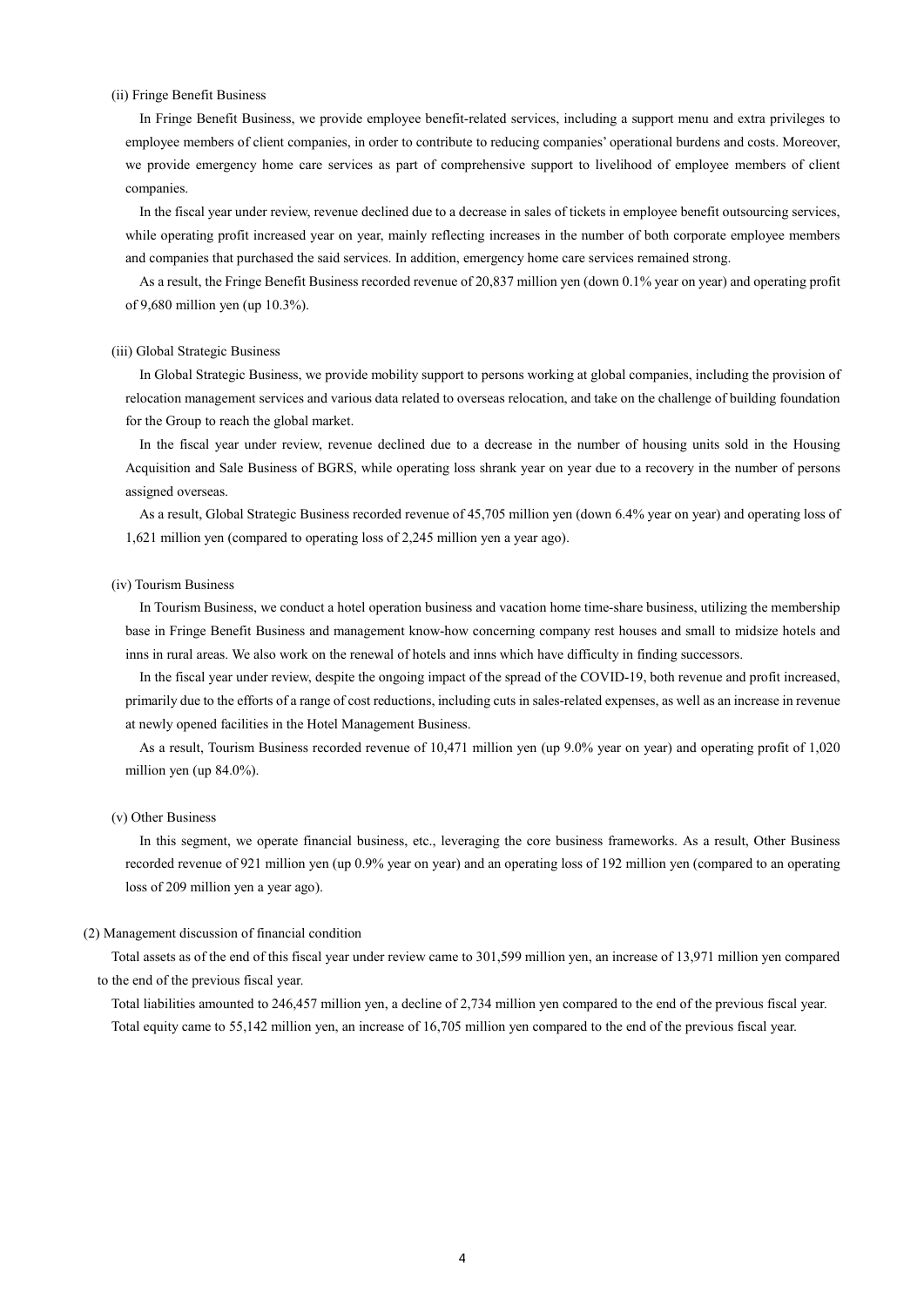(ii) Fringe Benefit Business

In Fringe Benefit Business, we provide employee benefit-related services, including a support menu and extra privileges to employee members of client companies, in order to contribute to reducing companies' operational burdens and costs. Moreover, we provide emergency home care services as part of comprehensive support to livelihood of employee members of client companies.

In the fiscal year under review, revenue declined due to a decrease in sales of tickets in employee benefit outsourcing services, while operating profit increased year on year, mainly reflecting increases in the number of both corporate employee members and companies that purchased the said services. In addition, emergency home care services remained strong.

As a result, the Fringe Benefit Business recorded revenue of 20,837 million yen (down 0.1% year on year) and operating profit of 9,680 million yen (up 10.3%).

(iii) Global Strategic Business

In Global Strategic Business, we provide mobility support to persons working at global companies, including the provision of relocation management services and various data related to overseas relocation, and take on the challenge of building foundation for the Group to reach the global market.

In the fiscal year under review, revenue declined due to a decrease in the number of housing units sold in the Housing Acquisition and Sale Business of BGRS, while operating loss shrank year on year due to a recovery in the number of persons assigned overseas.

As a result, Global Strategic Business recorded revenue of 45,705 million yen (down 6.4% year on year) and operating loss of 1,621 million yen (compared to operating loss of 2,245 million yen a year ago).

(iv) Tourism Business

In Tourism Business, we conduct a hotel operation business and vacation home time-share business, utilizing the membership base in Fringe Benefit Business and management know-how concerning company rest houses and small to midsize hotels and inns in rural areas. We also work on the renewal of hotels and inns which have difficulty in finding successors.

In the fiscal year under review, despite the ongoing impact of the spread of the COVID-19, both revenue and profit increased, primarily due to the efforts of a range of cost reductions, including cuts in sales-related expenses, as well as an increase in revenue at newly opened facilities in the Hotel Management Business.

As a result, Tourism Business recorded revenue of 10,471 million yen (up 9.0% year on year) and operating profit of 1,020 million yen (up 84.0%).

(v) Other Business

In this segment, we operate financial business, etc., leveraging the core business frameworks. As a result, Other Business recorded revenue of 921 million yen (up 0.9% year on year) and an operating loss of 192 million yen (compared to an operating loss of 209 million yen a year ago).

(2) Management discussion of financial condition

Total assets as of the end of this fiscal year under review came to 301,599 million yen, an increase of 13,971 million yen compared to the end of the previous fiscal year.

Total liabilities amounted to 246,457 million yen, a decline of 2,734 million yen compared to the end of the previous fiscal year.

Total equity came to 55,142 million yen, an increase of 16,705 million yen compared to the end of the previous fiscal year.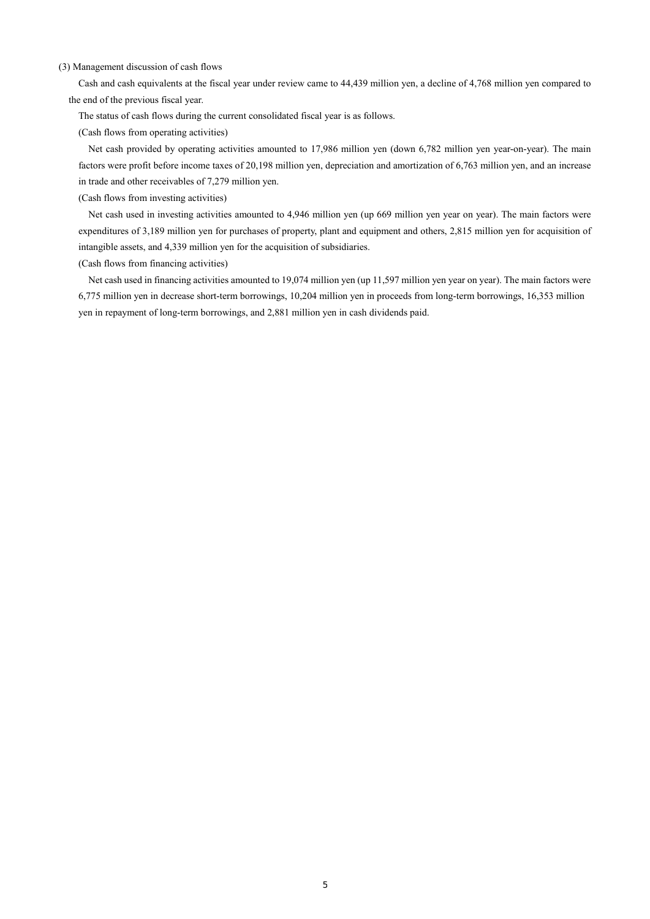### (3) Management discussion of cash flows

Cash and cash equivalents at the fiscal year under review came to 44,439 million yen, a decline of 4,768 million yen compared to the end of the previous fiscal year.

The status of cash flows during the current consolidated fiscal year is as follows.

(Cash flows from operating activities)

Net cash provided by operating activities amounted to 17,986 million yen (down 6,782 million yen year-on-year). The main factors were profit before income taxes of 20,198 million yen, depreciation and amortization of 6,763 million yen, and an increase in trade and other receivables of 7,279 million yen.

(Cash flows from investing activities)

Net cash used in investing activities amounted to 4,946 million yen (up 669 million yen year on year). The main factors were expenditures of 3,189 million yen for purchases of property, plant and equipment and others, 2,815 million yen for acquisition of intangible assets, and 4,339 million yen for the acquisition of subsidiaries.

(Cash flows from financing activities)

Net cash used in financing activities amounted to 19,074 million yen (up 11,597 million yen year on year). The main factors were 6,775 million yen in decrease short-term borrowings, 10,204 million yen in proceeds from long-term borrowings, 16,353 million yen in repayment of long-term borrowings, and 2,881 million yen in cash dividends paid.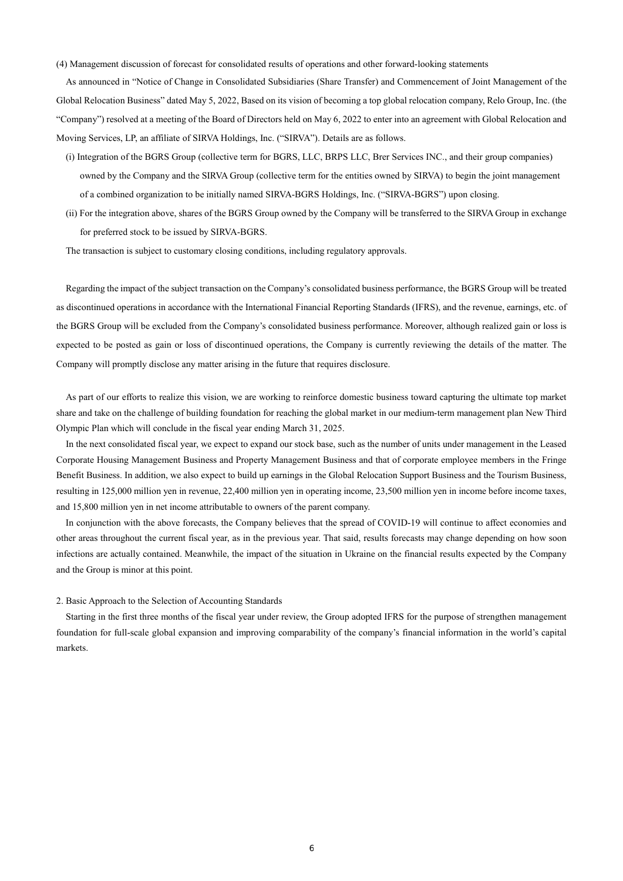### (4) Management discussion of forecast for consolidated results of operations and other forward-looking statements

As announced in "Notice of Change in Consolidated Subsidiaries (Share Transfer) and Commencement of Joint Management of the Global Relocation Business" dated May 5, 2022, Based on its vision of becoming a top global relocation company, Relo Group, Inc. (the "Company") resolved at a meeting of the Board of Directors held on May 6, 2022 to enter into an agreement with Global Relocation and Moving Services, LP, an affiliate of SIRVA Holdings, Inc. ("SIRVA"). Details are as follows.

(i) Integration of the BGRS Group (collective term for BGRS, LLC, BRPS LLC, Brer Services INC., and their group companies) owned by the Company and the SIRVA Group (collective term for the entities owned by SIRVA) to begin the joint management of a combined organization to be initially named SIRVA-BGRS Holdings, Inc. ("SIRVA-BGRS") upon closing.

(ii) For the integration above, shares of the BGRS Group owned by the Company will be transferred to the SIRVA Group in exchange for preferred stock to be issued by SIRVA-BGRS.

The transaction is subject to customary closing conditions, including regulatory approvals.

Regarding the impact of the subject transaction on the Company's consolidated business performance, the BGRS Group will be treated as discontinued operations in accordance with the International Financial Reporting Standards (IFRS), and the revenue, earnings, etc. of the BGRS Group will be excluded from the Company's consolidated business performance. Moreover, although realized gain or loss is expected to be posted as gain or loss of discontinued operations, the Company is currently reviewing the details of the matter. The Company will promptly disclose any matter arising in the future that requires disclosure.

As part of our efforts to realize this vision, we are working to reinforce domestic business toward capturing the ultimate top market share and take on the challenge of building foundation for reaching the global market in our medium-term management plan New Third Olympic Plan which will conclude in the fiscal year ending March 31, 2025.

In the next consolidated fiscal year, we expect to expand our stock base, such as the number of units under management in the Leased Corporate Housing Management Business and Property Management Business and that of corporate employee members in the Fringe Benefit Business. In addition, we also expect to build up earnings in the Global Relocation Support Business and the Tourism Business, resulting in 125,000 million yen in revenue, 22,400 million yen in operating income, 23,500 million yen in income before income taxes, and 15,800 million yen in net income attributable to owners of the parent company.

In conjunction with the above forecasts, the Company believes that the spread of COVID-19 will continue to affect economies and other areas throughout the current fiscal year, as in the previous year. That said, results forecasts may change depending on how soon infections are actually contained. Meanwhile, the impact of the situation in Ukraine on the financial results expected by the Company and the Group is minor at this point.

## 2. Basic Approach to the Selection of Accounting Standards

Starting in the first three months of the fiscal year under review, the Group adopted IFRS for the purpose of strengthen management foundation for full-scale global expansion and improving comparability of the company's financial information in the world's capital markets.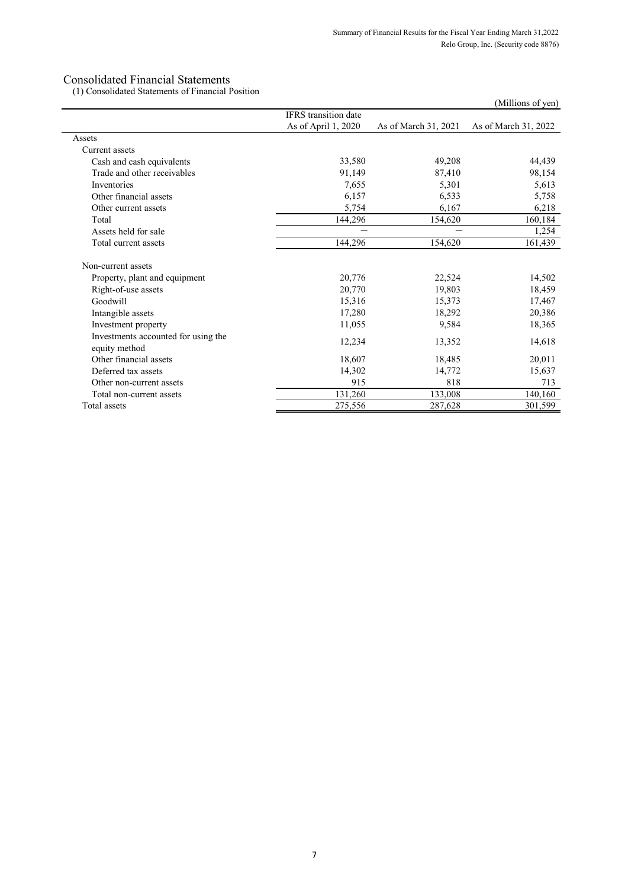## Consolidated Financial Statements

### (1) Consolidated Statements of Financial Position

(Millions of yen)

| | IFRS transition date As of April 1, 2020 | As of March 31, 2021 | As of March 31, 2022 |
|---|---|---|---|
| Assets | | | |
| Current assets | | | |
| Cash and cash equivalents | 33,580 | 49,208 | 44,439 |
| Trade and other receivables | 91,149 | 87,410 | 98,154 |
| Inventories | 7,655 | 5,301 | 5,613 |
| Other financial assets | 6,157 | 6,533 | 5,758 |
| Other current assets | 5,754 | 6,167 | 6,218 |
| Total | 144,296 | 154,620 | 160,184 |
| Assets held for sale | — | — | 1,254 |
| Total current assets | 144,296 | 154,620 | 161,439 |
| Non-current assets | | | |
| Property, plant and equipment | 20,776 | 22,524 | 14,502 |
| Right-of-use assets | 20,770 | 19,803 | 18,459 |
| Goodwill | 15,316 | 15,373 | 17,467 |
| Intangible assets | 17,280 | 18,292 | 20,386 |
| Investment property | 11,055 | 9,584 | 18,365 |
| Investments accounted for using the equity method | 12,234 | 13,352 | 14,618 |
| Other financial assets | 18,607 | 18,485 | 20,011 |
| Deferred tax assets | 14,302 | 14,772 | 15,637 |
| Other non-current assets | 915 | 818 | 713 |
| Total non-current assets | 131,260 | 133,008 | 140,160 |
| Total assets | 275,556 | 287,628 | 301,599 |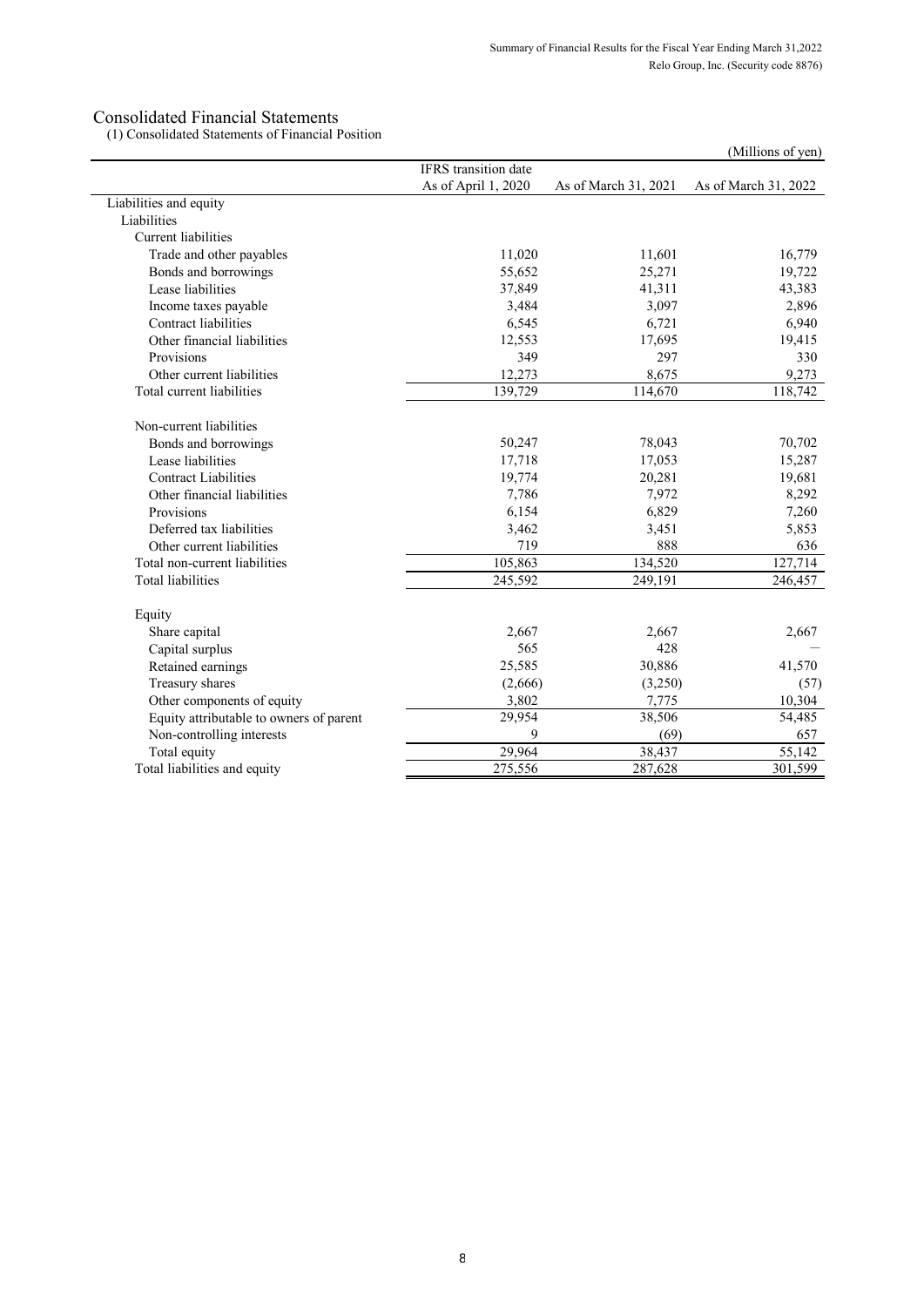## Consolidated Financial Statements

(1) Consolidated Statements of Financial Position

(Millions of yen)

| | IFRS transition date As of April 1, 2020 | As of March 31, 2021 | As of March 31, 2022 |
|---|---|---|---|
| Liabilities and equity | | | |
| Liabilities | | | |
| Current liabilities | | | |
| Trade and other payables | 11,020 | 11,601 | 16,779 |
| Bonds and borrowings | 55,652 | 25,271 | 19,722 |
| Lease liabilities | 37,849 | 41,311 | 43,383 |
| Income taxes payable | 3,484 | 3,097 | 2,896 |
| Contract liabilities | 6,545 | 6,721 | 6,940 |
| Other financial liabilities | 12,553 | 17,695 | 19,415 |
| Provisions | 349 | 297 | 330 |
| Other current liabilities | 12,273 | 8,675 | 9,273 |
| Total current liabilities | 139,729 | 114,670 | 118,742 |
| Non-current liabilities | | | |
| Bonds and borrowings | 50,247 | 78,043 | 70,702 |
| Lease liabilities | 17,718 | 17,053 | 15,287 |
| Contract Liabilities | 19,774 | 20,281 | 19,681 |
| Other financial liabilities | 7,786 | 7,972 | 8,292 |
| Provisions | 6,154 | 6,829 | 7,260 |
| Deferred tax liabilities | 3,462 | 3,451 | 5,853 |
| Other current liabilities | 719 | 888 | 636 |
| Total non-current liabilities | 105,863 | 134,520 | 127,714 |
| Total liabilities | 245,592 | 249,191 | 246,457 |
| Equity | | | |
| Share capital | 2,667 | 2,667 | 2,667 |
| Capital surplus | 565 | 428 | — |
| Retained earnings | 25,585 | 30,886 | 41,570 |
| Treasury shares | (2,666) | (3,250) | (57) |
| Other components of equity | 3,802 | 7,775 | 10,304 |
| Equity attributable to owners of parent | 29,954 | 38,506 | 54,485 |
| Non-controlling interests | 9 | (69) | 657 |
| Total equity | 29,964 | 38,437 | 55,142 |
| Total liabilities and equity | 275,556 | 287,628 | 301,599 |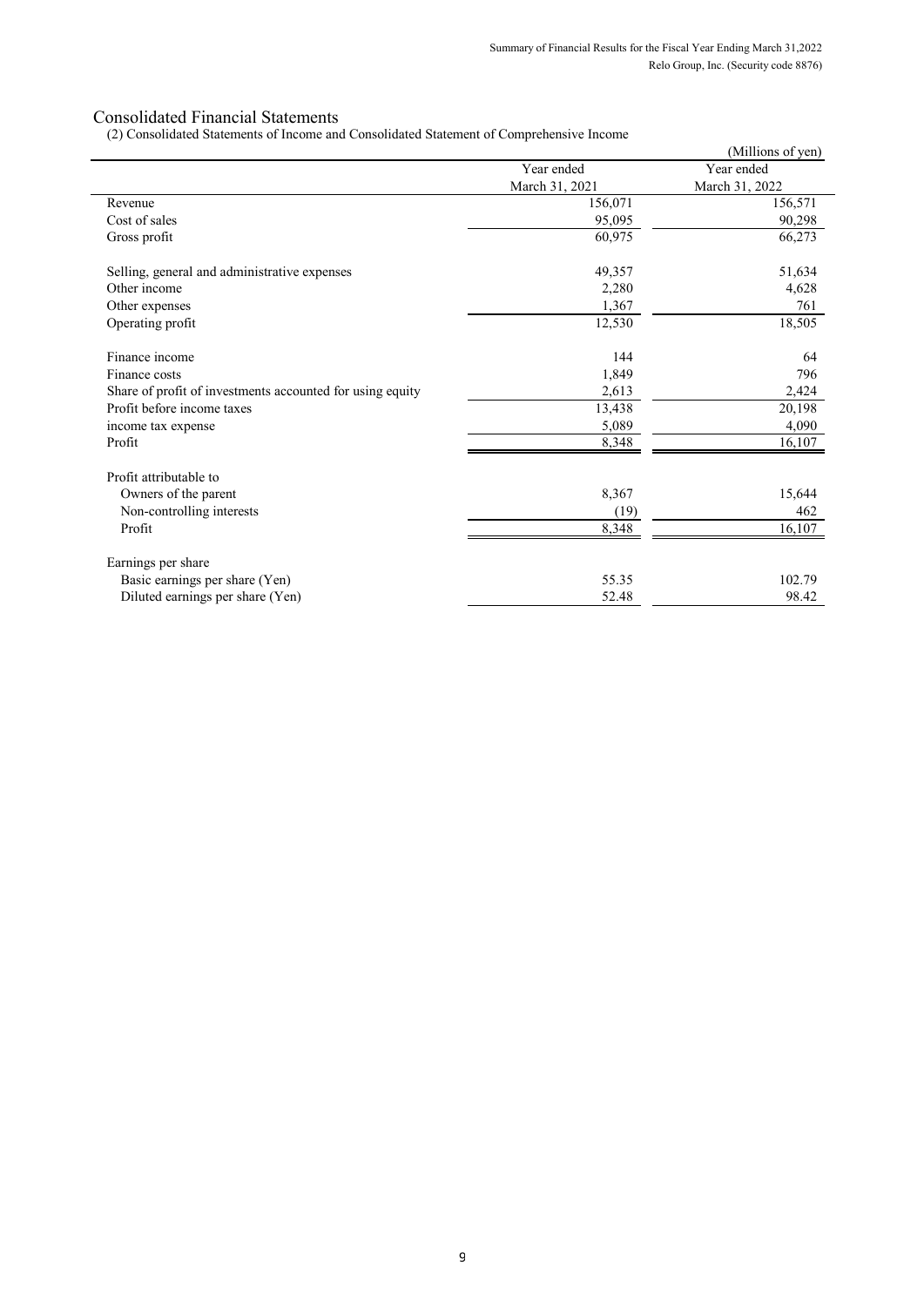# Consolidated Financial Statements

(2) Consolidated Statements of Income and Consolidated Statement of Comprehensive Income

(Millions of yen)

| | Year ended March 31, 2021 | Year ended March 31, 2022 |
|---|---|---|
| Revenue | 156,071 | 156,571 |
| Cost of sales | 95,095 | 90,298 |
| Gross profit | 60,975 | 66,273 |
| | | |
| Selling, general and administrative expenses | 49,357 | 51,634 |
| Other income | 2,280 | 4,628 |
| Other expenses | 1,367 | 761 |
| Operating profit | 12,530 | 18,505 |
| | | |
| Finance income | 144 | 64 |
| Finance costs | 1,849 | 796 |
| Share of profit of investments accounted for using equity | 2,613 | 2,424 |
| Profit before income taxes | 13,438 | 20,198 |
| income tax expense | 5,089 | 4,090 |
| Profit | 8,348 | 16,107 |
| | | |
| Profit attributable to | | |
| Owners of the parent | 8,367 | 15,644 |
| Non-controlling interests | (19) | 462 |
| Profit | 8,348 | 16,107 |
| | | |
| Earnings per share | | |
| Basic earnings per share (Yen) | 55.35 | 102.79 |
| Diluted earnings per share (Yen) | 52.48 | 98.42 |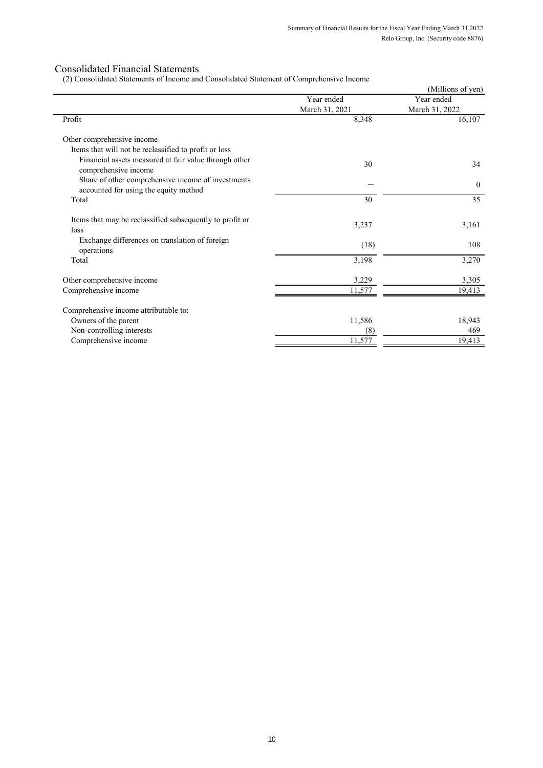## Consolidated Financial Statements

(2) Consolidated Statements of Income and Consolidated Statement of Comprehensive Income

(Millions of yen)

| | Year ended March 31, 2021 | Year ended March 31, 2022 |
|---|---|---|
| Profit | 8,348 | 16,107 |
| Other comprehensive income | | |
| Items that will not be reclassified to profit or loss | | |
| Financial assets measured at fair value through other comprehensive income | 30 | 34 |
| Share of other comprehensive income of investments accounted for using the equity method | — | 0 |
| Total | 30 | 35 |
| Items that may be reclassified subsequently to profit or loss | 3,237 | 3,161 |
| Exchange differences on translation of foreign operations | (18) | 108 |
| Total | 3,198 | 3,270 |
| Other comprehensive income | 3,229 | 3,305 |
| Comprehensive income | 11,577 | 19,413 |
| Comprehensive income attributable to: | | |
| Owners of the parent | 11,586 | 18,943 |
| Non-controlling interests | (8) | 469 |
| Comprehensive income | 11,577 | 19,413 |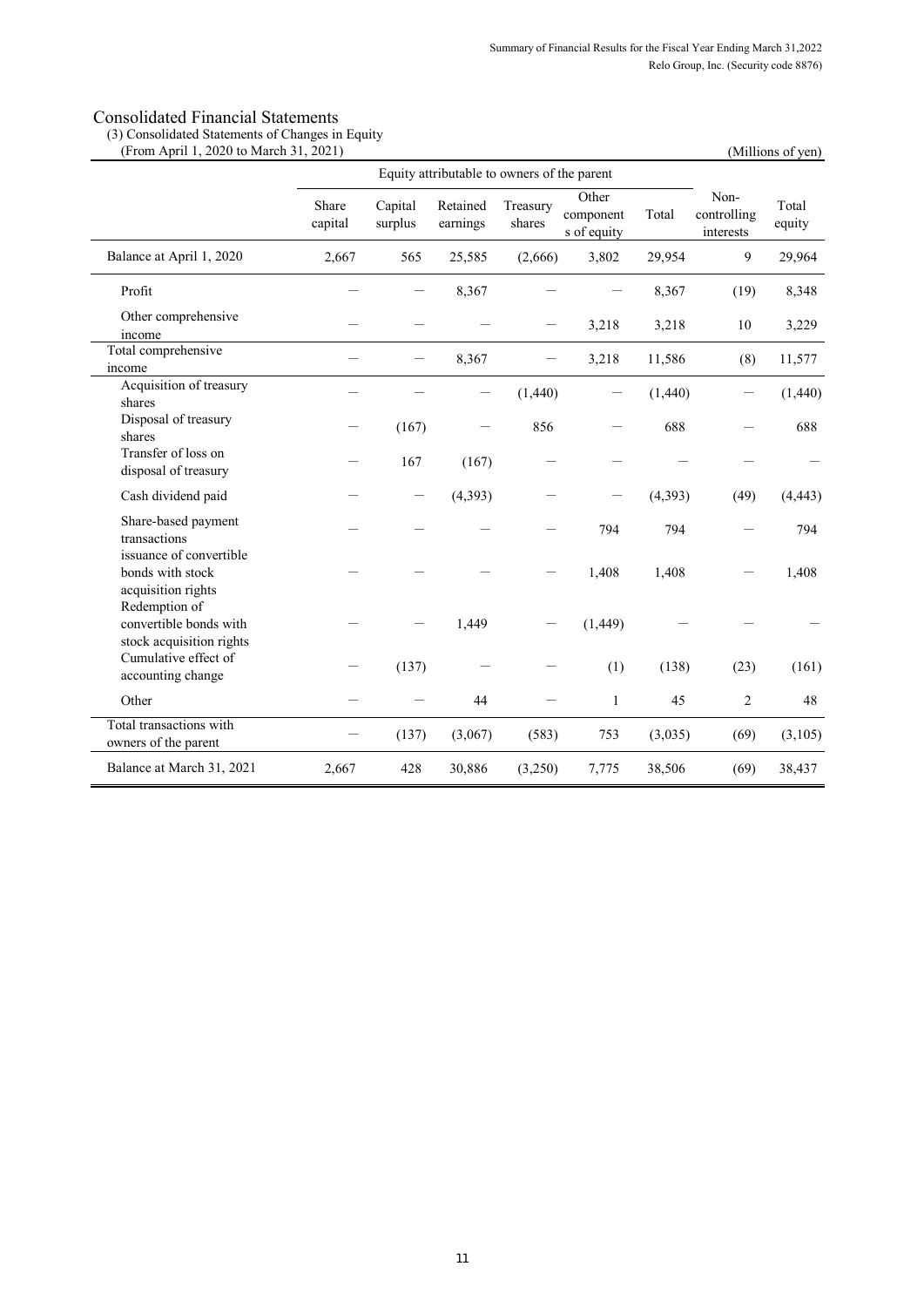# Consolidated Financial Statements

(3) Consolidated Statements of Changes in Equity

(From April 1, 2020 to March 31, 2021)

(Millions of yen)

| | Equity attributable to owners of the parent | | | | | | | |
|---|---|---|---|---|---|---|---|---|
| | Share capital | Capital surplus | Retained earnings | Treasury shares | Other components of equity | Total | Non-controlling interests | Total equity |
| Balance at April 1, 2020 | 2,667 | 565 | 25,585 | (2,666) | 3,802 | 29,954 | 9 | 29,964 |
| Profit | ― | ― | 8,367 | ― | ― | 8,367 | (19) | 8,348 |
| Other comprehensive income | ― | ― | ― | ― | 3,218 | 3,218 | 10 | 3,229 |
| Total comprehensive income | ― | ― | 8,367 | ― | 3,218 | 11,586 | (8) | 11,577 |
| Acquisition of treasury shares | ― | ― | ― | (1,440) | ― | (1,440) | ― | (1,440) |
| Disposal of treasury shares | ― | (167) | ― | 856 | ― | 688 | ― | 688 |
| Transfer of loss on disposal of treasury | ― | 167 | (167) | ― | ― | ― | ― | ― |
| Cash dividend paid | ― | ― | (4,393) | ― | ― | (4,393) | (49) | (4,443) |
| Share-based payment transactions | ― | ― | ― | ― | 794 | 794 | ― | 794 |
| issuance of convertible bonds with stock acquisition rights | ― | ― | ― | ― | 1,408 | 1,408 | ― | 1,408 |
| Redemption of convertible bonds with stock acquisition rights | ― | ― | 1,449 | ― | (1,449) | ― | ― | ― |
| Cumulative effect of accounting change | ― | (137) | ― | ― | (1) | (138) | (23) | (161) |
| Other | ― | ― | 44 | ― | 1 | 45 | 2 | 48 |
| Total transactions with owners of the parent | ― | (137) | (3,067) | (583) | 753 | (3,035) | (69) | (3,105) |
| Balance at March 31, 2021 | 2,667 | 428 | 30,886 | (3,250) | 7,775 | 38,506 | (69) | 38,437 |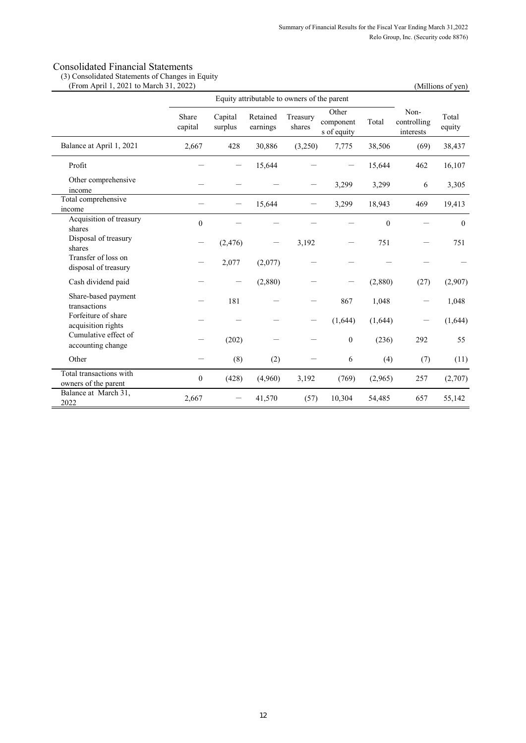# Consolidated Financial Statements

(3) Consolidated Statements of Changes in Equity

(From April 1, 2021 to March 31, 2022)

(Millions of yen)

| | Equity attributable to owners of the parent | | | | | | | |
|---|---|---|---|---|---|---|---|---|
| | Share capital | Capital surplus | Retained earnings | Treasury shares | Other components of equity | Total | Non-controlling interests | Total equity |
| Balance at April 1, 2021 | 2,667 | 428 | 30,886 | (3,250) | 7,775 | 38,506 | (69) | 38,437 |
| Profit | － | － | 15,644 | － | － | 15,644 | 462 | 16,107 |
| Other comprehensive income | － | － | － | － | 3,299 | 3,299 | 6 | 3,305 |
| Total comprehensive income | － | － | 15,644 | － | 3,299 | 18,943 | 469 | 19,413 |
| Acquisition of treasury shares | 0 | － | － | － | － | 0 | － | 0 |
| Disposal of treasury shares | － | (2,476) | － | 3,192 | － | 751 | － | 751 |
| Transfer of loss on disposal of treasury | － | 2,077 | (2,077) | － | － | － | － | － |
| Cash dividend paid | － | － | (2,880) | － | － | (2,880) | (27) | (2,907) |
| Share-based payment transactions | － | 181 | － | － | 867 | 1,048 | － | 1,048 |
| Forfeiture of share acquisition rights | － | － | － | － | (1,644) | (1,644) | － | (1,644) |
| Cumulative effect of accounting change | － | (202) | － | － | 0 | (236) | 292 | 55 |
| Other | － | (8) | (2) | － | 6 | (4) | (7) | (11) |
| Total transactions with owners of the parent | 0 | (428) | (4,960) | 3,192 | (769) | (2,965) | 257 | (2,707) |
| Balance at March 31, 2022 | 2,667 | － | 41,570 | (57) | 10,304 | 54,485 | 657 | 55,142 |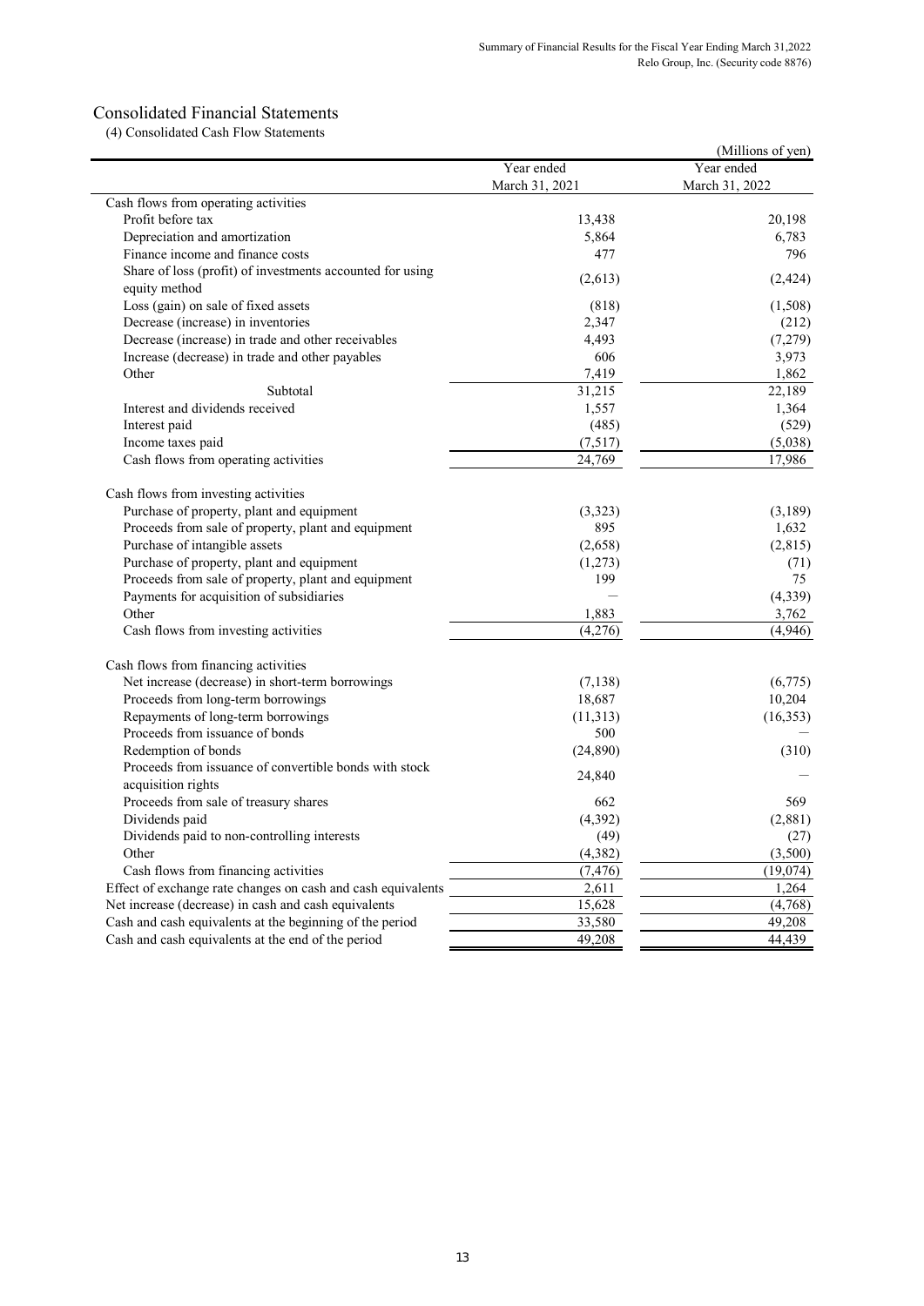## Consolidated Financial Statements

(4) Consolidated Cash Flow Statements

(Millions of yen)

| | Year ended March 31, 2021 | Year ended March 31, 2022 |
|---|---|---|
| Cash flows from operating activities | | |
| Profit before tax | 13,438 | 20,198 |
| Depreciation and amortization | 5,864 | 6,783 |
| Finance income and finance costs | 477 | 796 |
| Share of loss (profit) of investments accounted for using equity method | (2,613) | (2,424) |
| Loss (gain) on sale of fixed assets | (818) | (1,508) |
| Decrease (increase) in inventories | 2,347 | (212) |
| Decrease (increase) in trade and other receivables | 4,493 | (7,279) |
| Increase (decrease) in trade and other payables | 606 | 3,973 |
| Other | 7,419 | 1,862 |
| Subtotal | 31,215 | 22,189 |
| Interest and dividends received | 1,557 | 1,364 |
| Interest paid | (485) | (529) |
| Income taxes paid | (7,517) | (5,038) |
| Cash flows from operating activities | 24,769 | 17,986 |
| | | |
| Cash flows from investing activities | | |
| Purchase of property, plant and equipment | (3,323) | (3,189) |
| Proceeds from sale of property, plant and equipment | 895 | 1,632 |
| Purchase of intangible assets | (2,658) | (2,815) |
| Purchase of property, plant and equipment | (1,273) | (71) |
| Proceeds from sale of property, plant and equipment | 199 | 75 |
| Payments for acquisition of subsidiaries | — | (4,339) |
| Other | 1,883 | 3,762 |
| Cash flows from investing activities | (4,276) | (4,946) |
| | | |
| Cash flows from financing activities | | |
| Net increase (decrease) in short-term borrowings | (7,138) | (6,775) |
| Proceeds from long-term borrowings | 18,687 | 10,204 |
| Repayments of long-term borrowings | (11,313) | (16,353) |
| Proceeds from issuance of bonds | 500 | — |
| Redemption of bonds | (24,890) | (310) |
| Proceeds from issuance of convertible bonds with stock acquisition rights | 24,840 | — |
| Proceeds from sale of treasury shares | 662 | 569 |
| Dividends paid | (4,392) | (2,881) |
| Dividends paid to non-controlling interests | (49) | (27) |
| Other | (4,382) | (3,500) |
| Cash flows from financing activities | (7,476) | (19,074) |
| Effect of exchange rate changes on cash and cash equivalents | 2,611 | 1,264 |
| Net increase (decrease) in cash and cash equivalents | 15,628 | (4,768) |
| Cash and cash equivalents at the beginning of the period | 33,580 | 49,208 |
| Cash and cash equivalents at the end of the period | 49,208 | 44,439 |